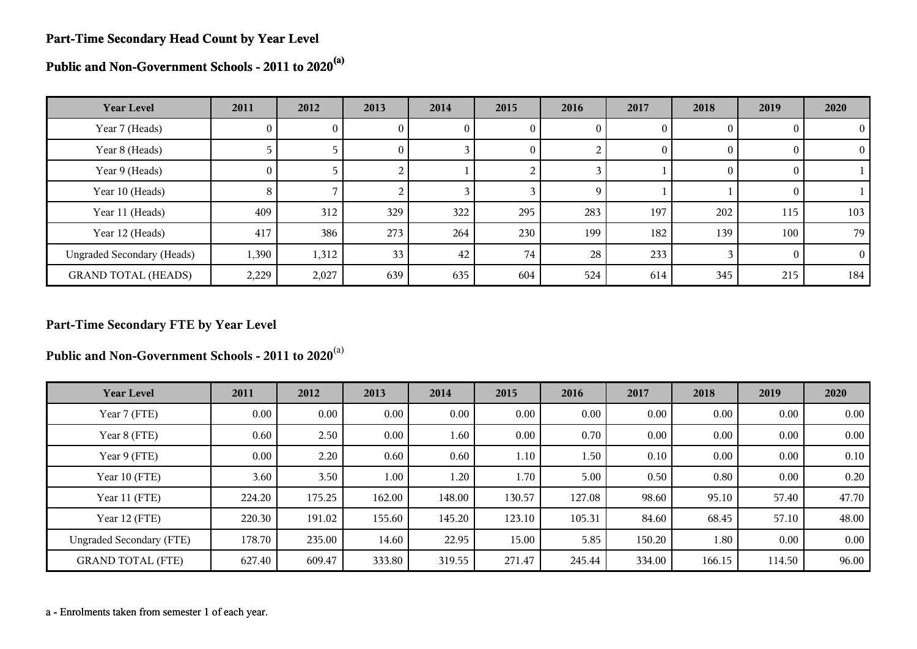## Part-Time Secondary Head Count by Year Level

### Public and Non-Government Schools - 2011 to 2020[(a)]

| Year Level | 2011 | 2012 | 2013 | 2014 | 2015 | 2016 | 2017 | 2018 | 2019 | 2020 |
|---|---|---|---|---|---|---|---|---|---|---|
| Year 7 (Heads) | 0 | 0 | 0 | 0 | 0 | 0 | 0 | 0 | 0 | 0 |
| Year 8 (Heads) | 5 | 5 | 0 | 3 | 0 | 2 | 0 | 0 | 0 | 0 |
| Year 9 (Heads) | 0 | 5 | 2 | 1 | 2 | 3 | 1 | 0 | 0 | 1 |
| Year 10 (Heads) | 8 | 7 | 2 | 3 | 3 | 9 | 1 | 1 | 0 | 1 |
| Year 11 (Heads) | 409 | 312 | 329 | 322 | 295 | 283 | 197 | 202 | 115 | 103 |
| Year 12 (Heads) | 417 | 386 | 273 | 264 | 230 | 199 | 182 | 139 | 100 | 79 |
| Ungraded Secondary (Heads) | 1,390 | 1,312 | 33 | 42 | 74 | 28 | 233 | 3 | 0 | 0 |
| GRAND TOTAL (HEADS) | 2,229 | 2,027 | 639 | 635 | 604 | 524 | 614 | 345 | 215 | 184 |

## Part-Time Secondary FTE by Year Level

### Public and Non-Government Schools - 2011 to 2020[(a)]

| Year Level | 2011 | 2012 | 2013 | 2014 | 2015 | 2016 | 2017 | 2018 | 2019 | 2020 |
|---|---|---|---|---|---|---|---|---|---|---|
| Year 7 (FTE) | 0.00 | 0.00 | 0.00 | 0.00 | 0.00 | 0.00 | 0.00 | 0.00 | 0.00 | 0.00 |
| Year 8 (FTE) | 0.60 | 2.50 | 0.00 | 1.60 | 0.00 | 0.70 | 0.00 | 0.00 | 0.00 | 0.00 |
| Year 9 (FTE) | 0.00 | 2.20 | 0.60 | 0.60 | 1.10 | 1.50 | 0.10 | 0.00 | 0.00 | 0.10 |
| Year 10 (FTE) | 3.60 | 3.50 | 1.00 | 1.20 | 1.70 | 5.00 | 0.50 | 0.80 | 0.00 | 0.20 |
| Year 11 (FTE) | 224.20 | 175.25 | 162.00 | 148.00 | 130.57 | 127.08 | 98.60 | 95.10 | 57.40 | 47.70 |
| Year 12 (FTE) | 220.30 | 191.02 | 155.60 | 145.20 | 123.10 | 105.31 | 84.60 | 68.45 | 57.10 | 48.00 |
| Ungraded Secondary (FTE) | 178.70 | 235.00 | 14.60 | 22.95 | 15.00 | 5.85 | 150.20 | 1.80 | 0.00 | 0.00 |
| GRAND TOTAL (FTE) | 627.40 | 609.47 | 333.80 | 319.55 | 271.47 | 245.44 | 334.00 | 166.15 | 114.50 | 96.00 |

a - Enrolments taken from semester 1 of each year.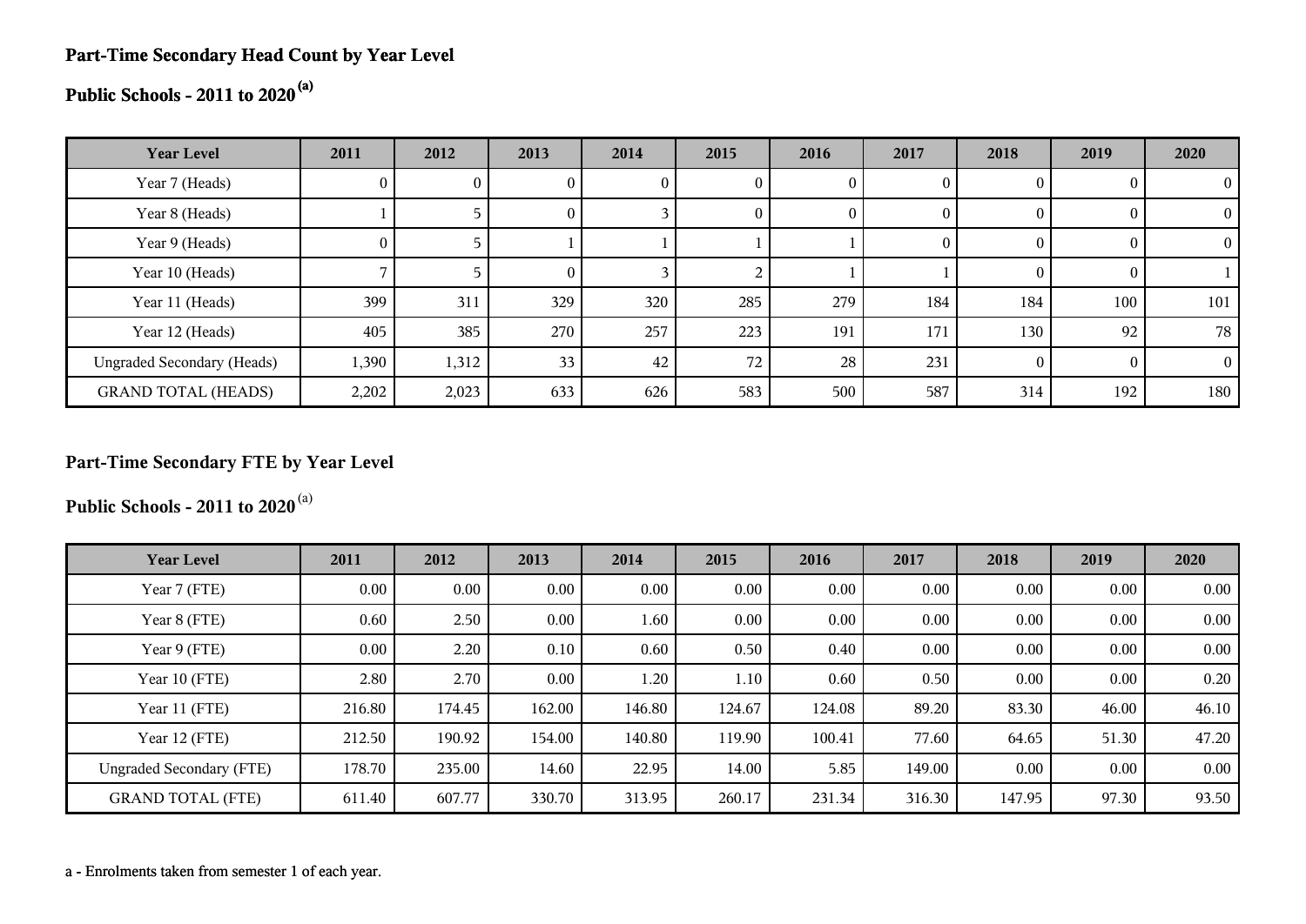## Part-Time Secondary Head Count by Year Level

## Public Schools - 2011 to 2020 [(a)]

| Year Level | 2011 | 2012 | 2013 | 2014 | 2015 | 2016 | 2017 | 2018 | 2019 | 2020 |
|---|---|---|---|---|---|---|---|---|---|---|
| Year 7 (Heads) | 0 | 0 | 0 | 0 | 0 | 0 | 0 | 0 | 0 | 0 |
| Year 8 (Heads) | 1 | 5 | 0 | 3 | 0 | 0 | 0 | 0 | 0 | 0 |
| Year 9 (Heads) | 0 | 5 | 1 | 1 | 1 | 1 | 0 | 0 | 0 | 0 |
| Year 10 (Heads) | 7 | 5 | 0 | 3 | 2 | 1 | 1 | 0 | 0 | 1 |
| Year 11 (Heads) | 399 | 311 | 329 | 320 | 285 | 279 | 184 | 184 | 100 | 101 |
| Year 12 (Heads) | 405 | 385 | 270 | 257 | 223 | 191 | 171 | 130 | 92 | 78 |
| Ungraded Secondary (Heads) | 1,390 | 1,312 | 33 | 42 | 72 | 28 | 231 | 0 | 0 | 0 |
| GRAND TOTAL (HEADS) | 2,202 | 2,023 | 633 | 626 | 583 | 500 | 587 | 314 | 192 | 180 |

## Part-Time Secondary FTE by Year Level

## Public Schools - 2011 to 2020 [(a)]

| Year Level | 2011 | 2012 | 2013 | 2014 | 2015 | 2016 | 2017 | 2018 | 2019 | 2020 |
|---|---|---|---|---|---|---|---|---|---|---|
| Year 7 (FTE) | 0.00 | 0.00 | 0.00 | 0.00 | 0.00 | 0.00 | 0.00 | 0.00 | 0.00 | 0.00 |
| Year 8 (FTE) | 0.60 | 2.50 | 0.00 | 1.60 | 0.00 | 0.00 | 0.00 | 0.00 | 0.00 | 0.00 |
| Year 9 (FTE) | 0.00 | 2.20 | 0.10 | 0.60 | 0.50 | 0.40 | 0.00 | 0.00 | 0.00 | 0.00 |
| Year 10 (FTE) | 2.80 | 2.70 | 0.00 | 1.20 | 1.10 | 0.60 | 0.50 | 0.00 | 0.00 | 0.20 |
| Year 11 (FTE) | 216.80 | 174.45 | 162.00 | 146.80 | 124.67 | 124.08 | 89.20 | 83.30 | 46.00 | 46.10 |
| Year 12 (FTE) | 212.50 | 190.92 | 154.00 | 140.80 | 119.90 | 100.41 | 77.60 | 64.65 | 51.30 | 47.20 |
| Ungraded Secondary (FTE) | 178.70 | 235.00 | 14.60 | 22.95 | 14.00 | 5.85 | 149.00 | 0.00 | 0.00 | 0.00 |
| GRAND TOTAL (FTE) | 611.40 | 607.77 | 330.70 | 313.95 | 260.17 | 231.34 | 316.30 | 147.95 | 97.30 | 93.50 |

a - Enrolments taken from semester 1 of each year.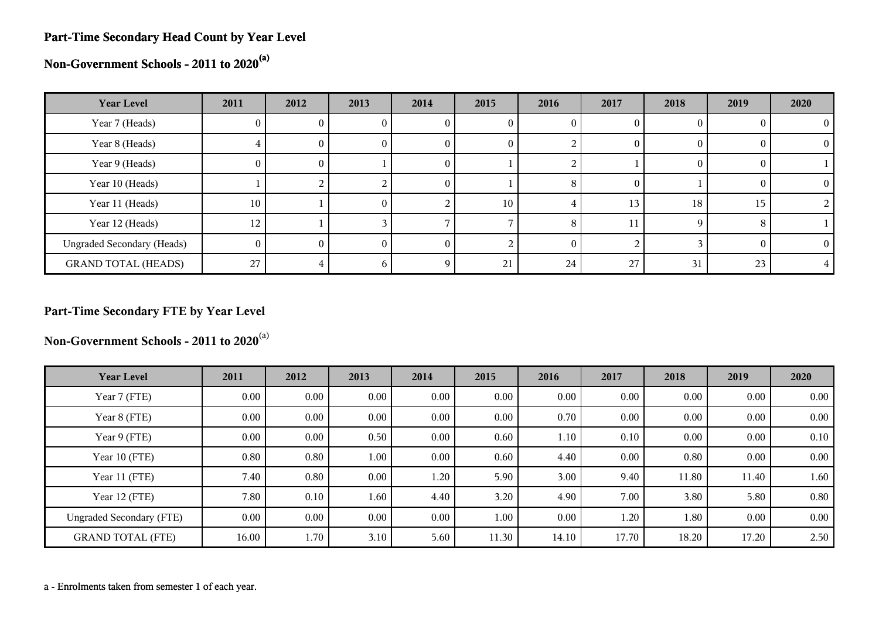## Part-Time Secondary Head Count by Year Level

## Non-Government Schools - 2011 to 2020[(a)]

| Year Level | 2011 | 2012 | 2013 | 2014 | 2015 | 2016 | 2017 | 2018 | 2019 | 2020 |
|---|---|---|---|---|---|---|---|---|---|---|
| Year 7 (Heads) | 0 | 0 | 0 | 0 | 0 | 0 | 0 | 0 | 0 | 0 |
| Year 8 (Heads) | 4 | 0 | 0 | 0 | 0 | 2 | 0 | 0 | 0 | 0 |
| Year 9 (Heads) | 0 | 0 | 1 | 0 | 1 | 2 | 1 | 0 | 0 | 1 |
| Year 10 (Heads) | 1 | 2 | 2 | 0 | 1 | 8 | 0 | 1 | 0 | 0 |
| Year 11 (Heads) | 10 | 1 | 0 | 2 | 10 | 4 | 13 | 18 | 15 | 2 |
| Year 12 (Heads) | 12 | 1 | 3 | 7 | 7 | 8 | 11 | 9 | 8 | 1 |
| Ungraded Secondary (Heads) | 0 | 0 | 0 | 0 | 2 | 0 | 2 | 3 | 0 | 0 |
| GRAND TOTAL (HEADS) | 27 | 4 | 6 | 9 | 21 | 24 | 27 | 31 | 23 | 4 |

## Part-Time Secondary FTE by Year Level

## Non-Government Schools - 2011 to 2020[(a)]

| Year Level | 2011 | 2012 | 2013 | 2014 | 2015 | 2016 | 2017 | 2018 | 2019 | 2020 |
|---|---|---|---|---|---|---|---|---|---|---|
| Year 7 (FTE) | 0.00 | 0.00 | 0.00 | 0.00 | 0.00 | 0.00 | 0.00 | 0.00 | 0.00 | 0.00 |
| Year 8 (FTE) | 0.00 | 0.00 | 0.00 | 0.00 | 0.00 | 0.70 | 0.00 | 0.00 | 0.00 | 0.00 |
| Year 9 (FTE) | 0.00 | 0.00 | 0.50 | 0.00 | 0.60 | 1.10 | 0.10 | 0.00 | 0.00 | 0.10 |
| Year 10 (FTE) | 0.80 | 0.80 | 1.00 | 0.00 | 0.60 | 4.40 | 0.00 | 0.80 | 0.00 | 0.00 |
| Year 11 (FTE) | 7.40 | 0.80 | 0.00 | 1.20 | 5.90 | 3.00 | 9.40 | 11.80 | 11.40 | 1.60 |
| Year 12 (FTE) | 7.80 | 0.10 | 1.60 | 4.40 | 3.20 | 4.90 | 7.00 | 3.80 | 5.80 | 0.80 |
| Ungraded Secondary (FTE) | 0.00 | 0.00 | 0.00 | 0.00 | 1.00 | 0.00 | 1.20 | 1.80 | 0.00 | 0.00 |
| GRAND TOTAL (FTE) | 16.00 | 1.70 | 3.10 | 5.60 | 11.30 | 14.10 | 17.70 | 18.20 | 17.20 | 2.50 |

a - Enrolments taken from semester 1 of each year.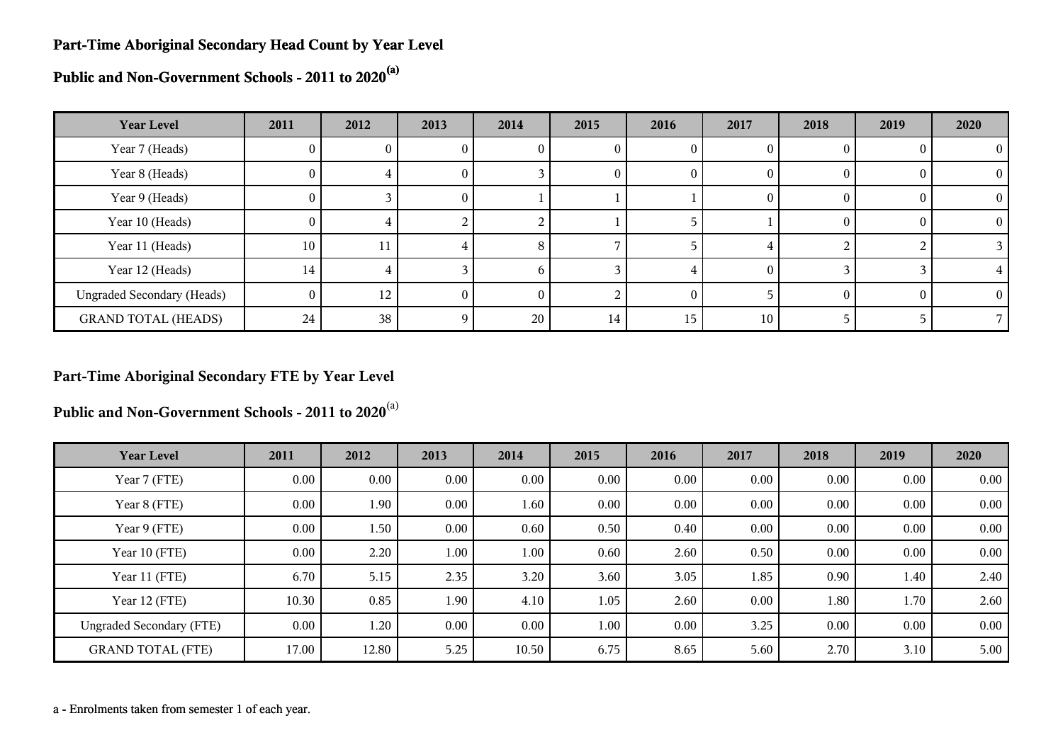## Part-Time Aboriginal Secondary Head Count by Year Level

## Public and Non-Government Schools - 2011 to 2020[(a)]

| Year Level | 2011 | 2012 | 2013 | 2014 | 2015 | 2016 | 2017 | 2018 | 2019 | 2020 |
|---|---|---|---|---|---|---|---|---|---|---|
| Year 7 (Heads) | 0 | 0 | 0 | 0 | 0 | 0 | 0 | 0 | 0 | 0 |
| Year 8 (Heads) | 0 | 4 | 0 | 3 | 0 | 0 | 0 | 0 | 0 | 0 |
| Year 9 (Heads) | 0 | 3 | 0 | 1 | 1 | 1 | 0 | 0 | 0 | 0 |
| Year 10 (Heads) | 0 | 4 | 2 | 2 | 1 | 5 | 1 | 0 | 0 | 0 |
| Year 11 (Heads) | 10 | 11 | 4 | 8 | 7 | 5 | 4 | 2 | 2 | 3 |
| Year 12 (Heads) | 14 | 4 | 3 | 6 | 3 | 4 | 0 | 3 | 3 | 4 |
| Ungraded Secondary (Heads) | 0 | 12 | 0 | 0 | 2 | 0 | 5 | 0 | 0 | 0 |
| GRAND TOTAL (HEADS) | 24 | 38 | 9 | 20 | 14 | 15 | 10 | 5 | 5 | 7 |

## Part-Time Aboriginal Secondary FTE by Year Level

## Public and Non-Government Schools - 2011 to 2020[(a)]

| Year Level | 2011 | 2012 | 2013 | 2014 | 2015 | 2016 | 2017 | 2018 | 2019 | 2020 |
|---|---|---|---|---|---|---|---|---|---|---|
| Year 7 (FTE) | 0.00 | 0.00 | 0.00 | 0.00 | 0.00 | 0.00 | 0.00 | 0.00 | 0.00 | 0.00 |
| Year 8 (FTE) | 0.00 | 1.90 | 0.00 | 1.60 | 0.00 | 0.00 | 0.00 | 0.00 | 0.00 | 0.00 |
| Year 9 (FTE) | 0.00 | 1.50 | 0.00 | 0.60 | 0.50 | 0.40 | 0.00 | 0.00 | 0.00 | 0.00 |
| Year 10 (FTE) | 0.00 | 2.20 | 1.00 | 1.00 | 0.60 | 2.60 | 0.50 | 0.00 | 0.00 | 0.00 |
| Year 11 (FTE) | 6.70 | 5.15 | 2.35 | 3.20 | 3.60 | 3.05 | 1.85 | 0.90 | 1.40 | 2.40 |
| Year 12 (FTE) | 10.30 | 0.85 | 1.90 | 4.10 | 1.05 | 2.60 | 0.00 | 1.80 | 1.70 | 2.60 |
| Ungraded Secondary (FTE) | 0.00 | 1.20 | 0.00 | 0.00 | 1.00 | 0.00 | 3.25 | 0.00 | 0.00 | 0.00 |
| GRAND TOTAL (FTE) | 17.00 | 12.80 | 5.25 | 10.50 | 6.75 | 8.65 | 5.60 | 2.70 | 3.10 | 5.00 |

a - Enrolments taken from semester 1 of each year.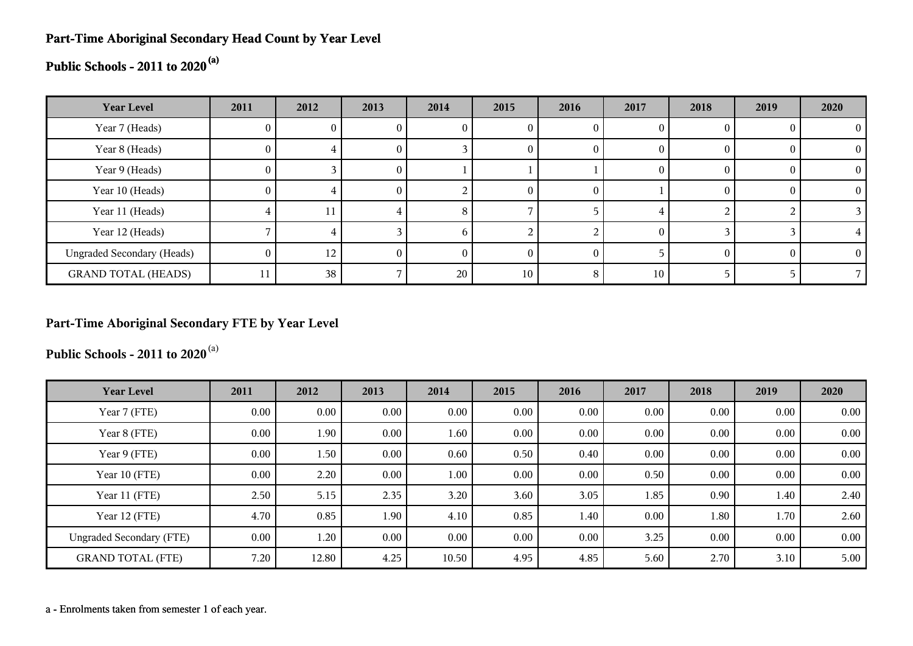## Part-Time Aboriginal Secondary Head Count by Year Level

## Public Schools - 2011 to 2020 [(a)]

| Year Level | 2011 | 2012 | 2013 | 2014 | 2015 | 2016 | 2017 | 2018 | 2019 | 2020 |
|---|---|---|---|---|---|---|---|---|---|---|
| Year 7 (Heads) | 0 | 0 | 0 | 0 | 0 | 0 | 0 | 0 | 0 | 0 |
| Year 8 (Heads) | 0 | 4 | 0 | 3 | 0 | 0 | 0 | 0 | 0 | 0 |
| Year 9 (Heads) | 0 | 3 | 0 | 1 | 1 | 1 | 0 | 0 | 0 | 0 |
| Year 10 (Heads) | 0 | 4 | 0 | 2 | 0 | 0 | 1 | 0 | 0 | 0 |
| Year 11 (Heads) | 4 | 11 | 4 | 8 | 7 | 5 | 4 | 2 | 2 | 3 |
| Year 12 (Heads) | 7 | 4 | 3 | 6 | 2 | 2 | 0 | 3 | 3 | 4 |
| Ungraded Secondary (Heads) | 0 | 12 | 0 | 0 | 0 | 0 | 5 | 0 | 0 | 0 |
| GRAND TOTAL (HEADS) | 11 | 38 | 7 | 20 | 10 | 8 | 10 | 5 | 5 | 7 |

## Part-Time Aboriginal Secondary FTE by Year Level

## Public Schools - 2011 to 2020 [(a)]

| Year Level | 2011 | 2012 | 2013 | 2014 | 2015 | 2016 | 2017 | 2018 | 2019 | 2020 |
|---|---|---|---|---|---|---|---|---|---|---|
| Year 7 (FTE) | 0.00 | 0.00 | 0.00 | 0.00 | 0.00 | 0.00 | 0.00 | 0.00 | 0.00 | 0.00 |
| Year 8 (FTE) | 0.00 | 1.90 | 0.00 | 1.60 | 0.00 | 0.00 | 0.00 | 0.00 | 0.00 | 0.00 |
| Year 9 (FTE) | 0.00 | 1.50 | 0.00 | 0.60 | 0.50 | 0.40 | 0.00 | 0.00 | 0.00 | 0.00 |
| Year 10 (FTE) | 0.00 | 2.20 | 0.00 | 1.00 | 0.00 | 0.00 | 0.50 | 0.00 | 0.00 | 0.00 |
| Year 11 (FTE) | 2.50 | 5.15 | 2.35 | 3.20 | 3.60 | 3.05 | 1.85 | 0.90 | 1.40 | 2.40 |
| Year 12 (FTE) | 4.70 | 0.85 | 1.90 | 4.10 | 0.85 | 1.40 | 0.00 | 1.80 | 1.70 | 2.60 |
| Ungraded Secondary (FTE) | 0.00 | 1.20 | 0.00 | 0.00 | 0.00 | 0.00 | 3.25 | 0.00 | 0.00 | 0.00 |
| GRAND TOTAL (FTE) | 7.20 | 12.80 | 4.25 | 10.50 | 4.95 | 4.85 | 5.60 | 2.70 | 3.10 | 5.00 |

a - Enrolments taken from semester 1 of each year.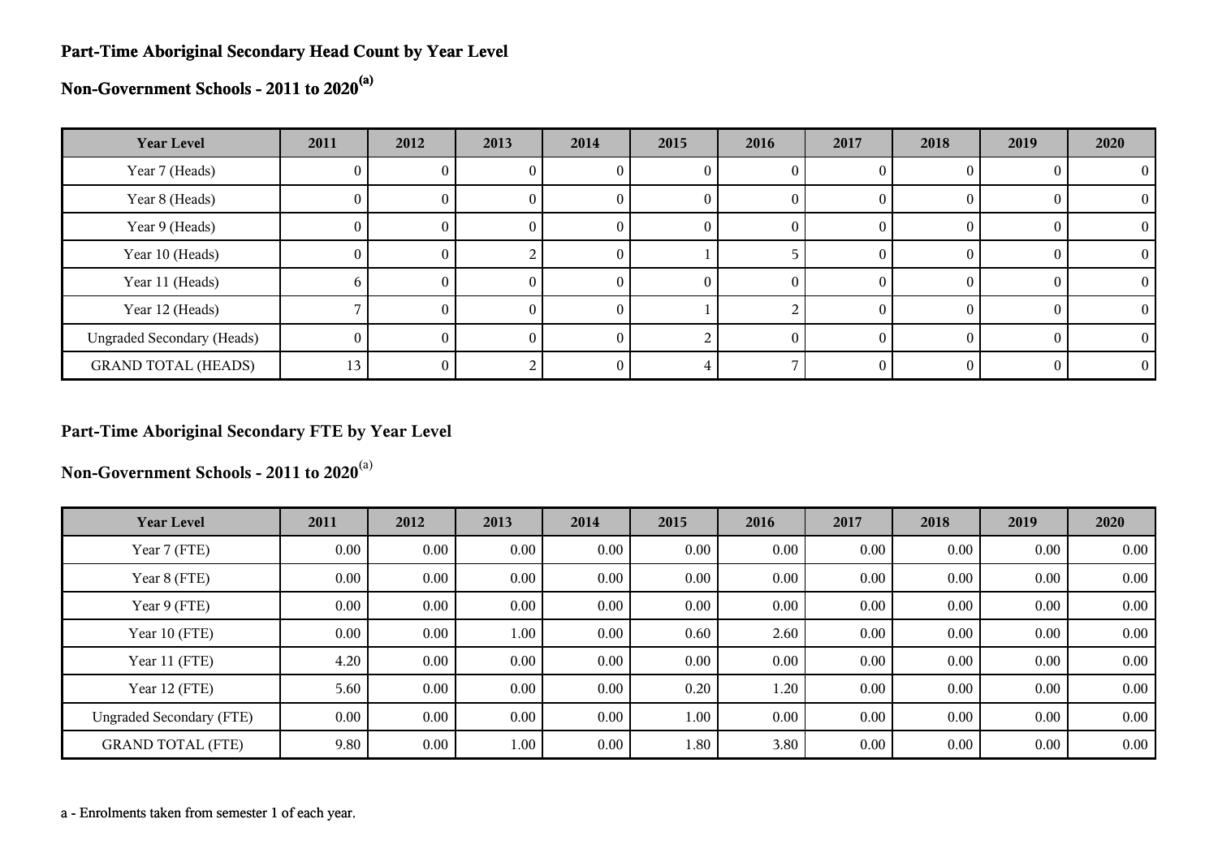**Part-Time Aboriginal Secondary Head Count by Year Level**

**Non-Government Schools - 2011 to 2020[(a)]**

| Year Level | 2011 | 2012 | 2013 | 2014 | 2015 | 2016 | 2017 | 2018 | 2019 | 2020 |
|---|---|---|---|---|---|---|---|---|---|---|
| Year 7 (Heads) | 0 | 0 | 0 | 0 | 0 | 0 | 0 | 0 | 0 | 0 |
| Year 8 (Heads) | 0 | 0 | 0 | 0 | 0 | 0 | 0 | 0 | 0 | 0 |
| Year 9 (Heads) | 0 | 0 | 0 | 0 | 0 | 0 | 0 | 0 | 0 | 0 |
| Year 10 (Heads) | 0 | 0 | 2 | 0 | 1 | 5 | 0 | 0 | 0 | 0 |
| Year 11 (Heads) | 6 | 0 | 0 | 0 | 0 | 0 | 0 | 0 | 0 | 0 |
| Year 12 (Heads) | 7 | 0 | 0 | 0 | 1 | 2 | 0 | 0 | 0 | 0 |
| Ungraded Secondary (Heads) | 0 | 0 | 0 | 0 | 2 | 0 | 0 | 0 | 0 | 0 |
| GRAND TOTAL (HEADS) | 13 | 0 | 2 | 0 | 4 | 7 | 0 | 0 | 0 | 0 |

**Part-Time Aboriginal Secondary FTE by Year Level**

**Non-Government Schools - 2011 to 2020[(a)]**

| Year Level | 2011 | 2012 | 2013 | 2014 | 2015 | 2016 | 2017 | 2018 | 2019 | 2020 |
|---|---|---|---|---|---|---|---|---|---|---|
| Year 7 (FTE) | 0.00 | 0.00 | 0.00 | 0.00 | 0.00 | 0.00 | 0.00 | 0.00 | 0.00 | 0.00 |
| Year 8 (FTE) | 0.00 | 0.00 | 0.00 | 0.00 | 0.00 | 0.00 | 0.00 | 0.00 | 0.00 | 0.00 |
| Year 9 (FTE) | 0.00 | 0.00 | 0.00 | 0.00 | 0.00 | 0.00 | 0.00 | 0.00 | 0.00 | 0.00 |
| Year 10 (FTE) | 0.00 | 0.00 | 1.00 | 0.00 | 0.60 | 2.60 | 0.00 | 0.00 | 0.00 | 0.00 |
| Year 11 (FTE) | 4.20 | 0.00 | 0.00 | 0.00 | 0.00 | 0.00 | 0.00 | 0.00 | 0.00 | 0.00 |
| Year 12 (FTE) | 5.60 | 0.00 | 0.00 | 0.00 | 0.20 | 1.20 | 0.00 | 0.00 | 0.00 | 0.00 |
| Ungraded Secondary (FTE) | 0.00 | 0.00 | 0.00 | 0.00 | 1.00 | 0.00 | 0.00 | 0.00 | 0.00 | 0.00 |
| GRAND TOTAL (FTE) | 9.80 | 0.00 | 1.00 | 0.00 | 1.80 | 3.80 | 0.00 | 0.00 | 0.00 | 0.00 |

a - Enrolments taken from semester 1 of each year.